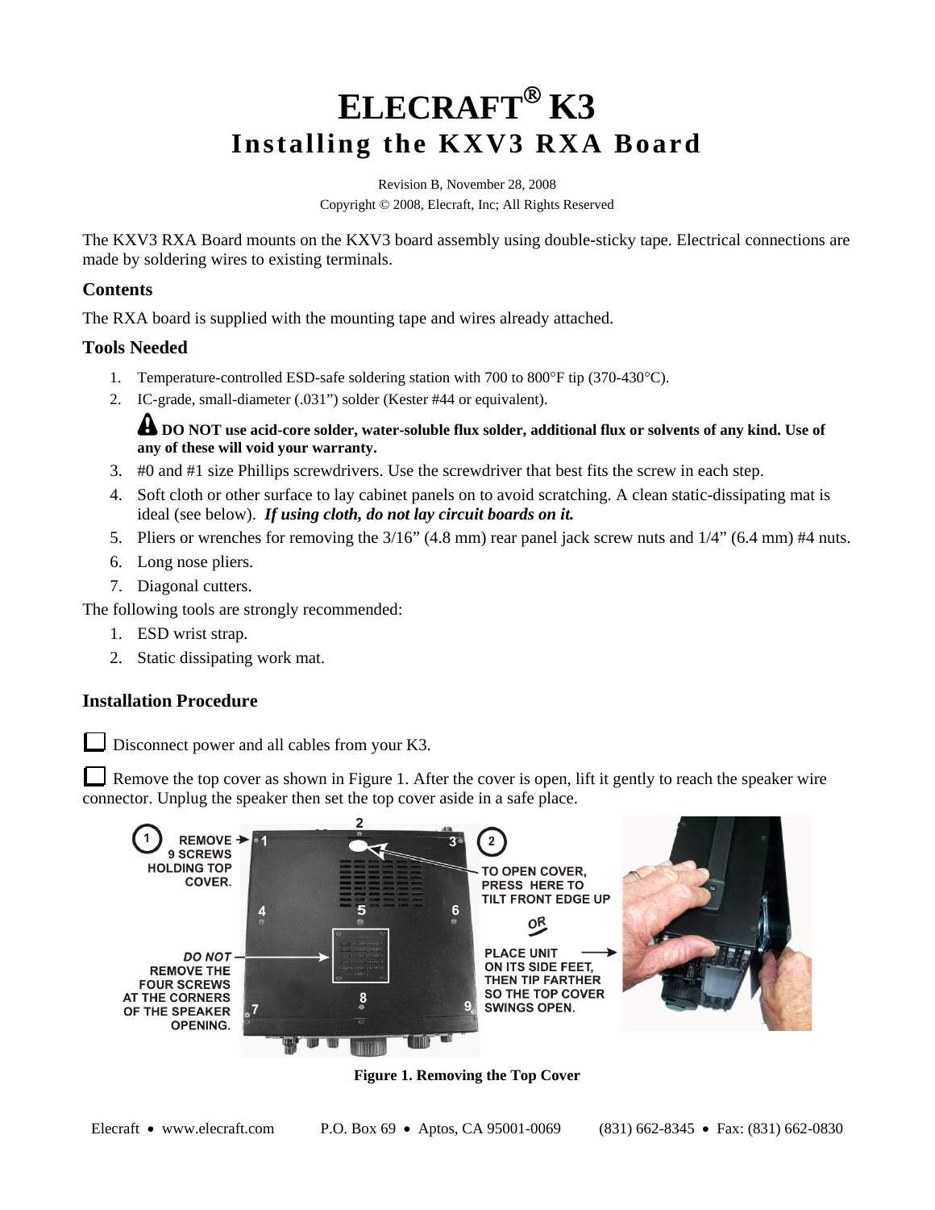# ELECRAFT® K3

## Installing the KXV3 RXA Board

Revision B, November 28, 2008

Copyright © 2008, Elecraft, Inc; All Rights Reserved

The KXV3 RXA Board mounts on the KXV3 board assembly using double-sticky tape. Electrical connections are made by soldering wires to existing terminals.

### Contents

The RXA board is supplied with the mounting tape and wires already attached.

### Tools Needed

1. Temperature-controlled ESD-safe soldering station with 700 to 800°F tip (370-430°C).
2. IC-grade, small-diameter (.031") solder (Kester #44 or equivalent).

   **DO NOT use acid-core solder, water-soluble flux solder, additional flux or solvents of any kind. Use of any of these will void your warranty.**

3. #0 and #1 size Phillips screwdrivers. Use the screwdriver that best fits the screw in each step.
4. Soft cloth or other surface to lay cabinet panels on to avoid scratching. A clean static-dissipating mat is ideal (see below). ***If using cloth, do not lay circuit boards on it.***
5. Pliers or wrenches for removing the 3/16" (4.8 mm) rear panel jack screw nuts and 1/4" (6.4 mm) #4 nuts.
6. Long nose pliers.
7. Diagonal cutters.

The following tools are strongly recommended:

1. ESD wrist strap.
2. Static dissipating work mat.

### Installation Procedure

☐ Disconnect power and all cables from your K3.

☐ Remove the top cover as shown in Figure 1. After the cover is open, lift it gently to reach the speaker wire connector. Unplug the speaker then set the top cover aside in a safe place.

1 REMOVE 9 SCREWS HOLDING TOP COVER.

*DO NOT* REMOVE THE FOUR SCREWS AT THE CORNERS OF THE SPEAKER OPENING.

2 TO OPEN COVER, PRESS HERE TO TILT FRONT EDGE UP

OR

PLACE UNIT ON ITS SIDE FEET, THEN TIP FARTHER SO THE TOP COVER SWINGS OPEN.

**Figure 1. Removing the Top Cover**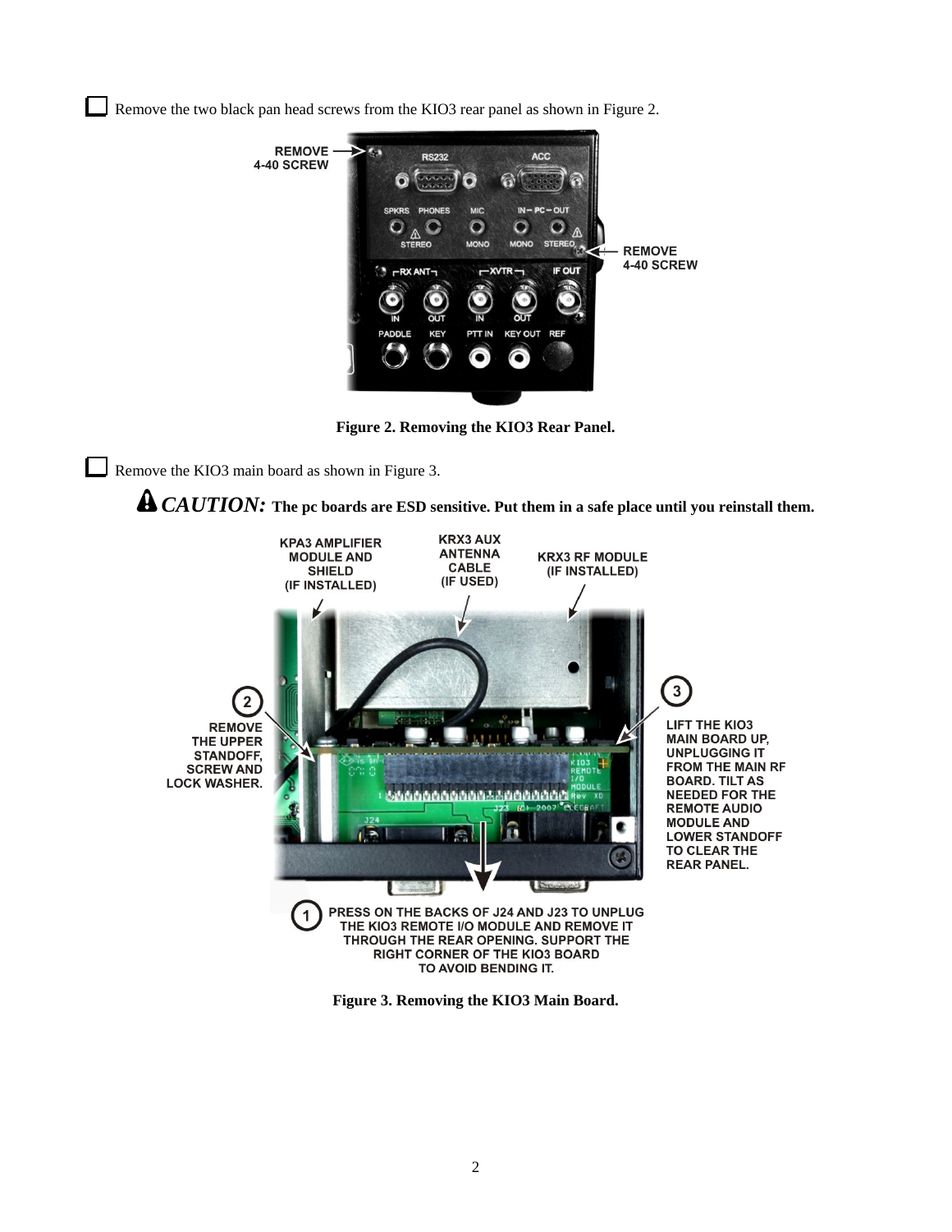☐ Remove the two black pan head screws from the KIO3 rear panel as shown in Figure 2.

**Figure 2. Removing the KIO3 Rear Panel.**

☐ Remove the KIO3 main board as shown in Figure 3.

⚠ ***CAUTION:*** **The pc boards are ESD sensitive. Put them in a safe place until you reinstall them.**

**Figure 3. Removing the KIO3 Main Board.**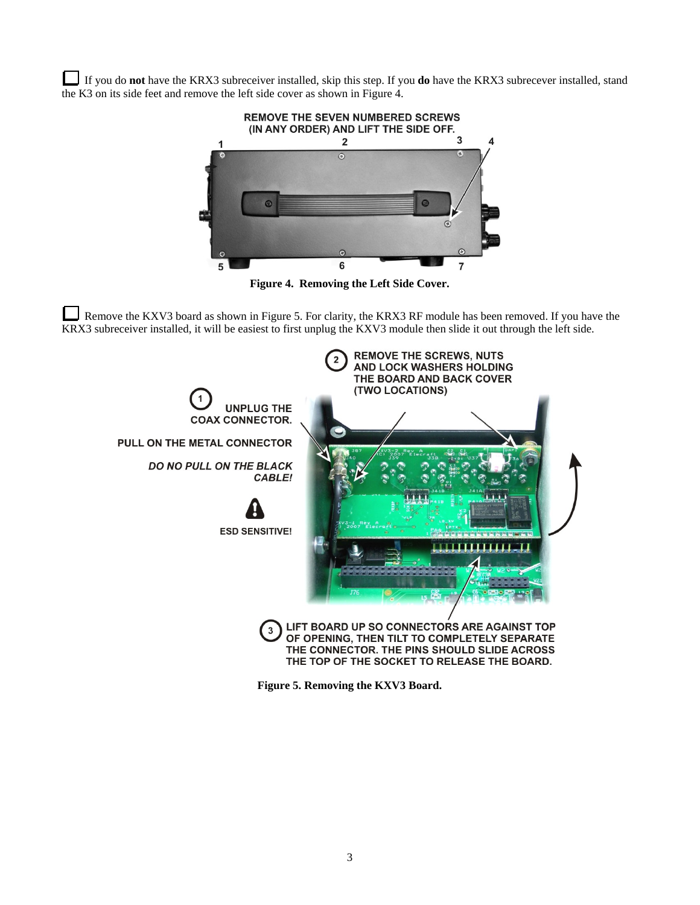☐ If you do **not** have the KRX3 subreceiver installed, skip this step. If you **do** have the KRX3 subrecever installed, stand the K3 on its side feet and remove the left side cover as shown in Figure 4.

REMOVE THE SEVEN NUMBERED SCREWS (IN ANY ORDER) AND LIFT THE SIDE OFF.

**Figure 4. Removing the Left Side Cover.**

☐ Remove the KXV3 board as shown in Figure 5. For clarity, the KRX3 RF module has been removed. If you have the KRX3 subreceiver installed, it will be easiest to first unplug the KXV3 module then slide it out through the left side.

1. UNPLUG THE COAX CONNECTOR.

PULL ON THE METAL CONNECTOR

*DO NO PULL ON THE BLACK CABLE!*

ESD SENSITIVE!

2. REMOVE THE SCREWS, NUTS AND LOCK WASHERS HOLDING THE BOARD AND BACK COVER (TWO LOCATIONS)

3. LIFT BOARD UP SO CONNECTORS ARE AGAINST TOP OF OPENING, THEN TILT TO COMPLETELY SEPARATE THE CONNECTOR. THE PINS SHOULD SLIDE ACROSS THE TOP OF THE SOCKET TO RELEASE THE BOARD.

**Figure 5. Removing the KXV3 Board.**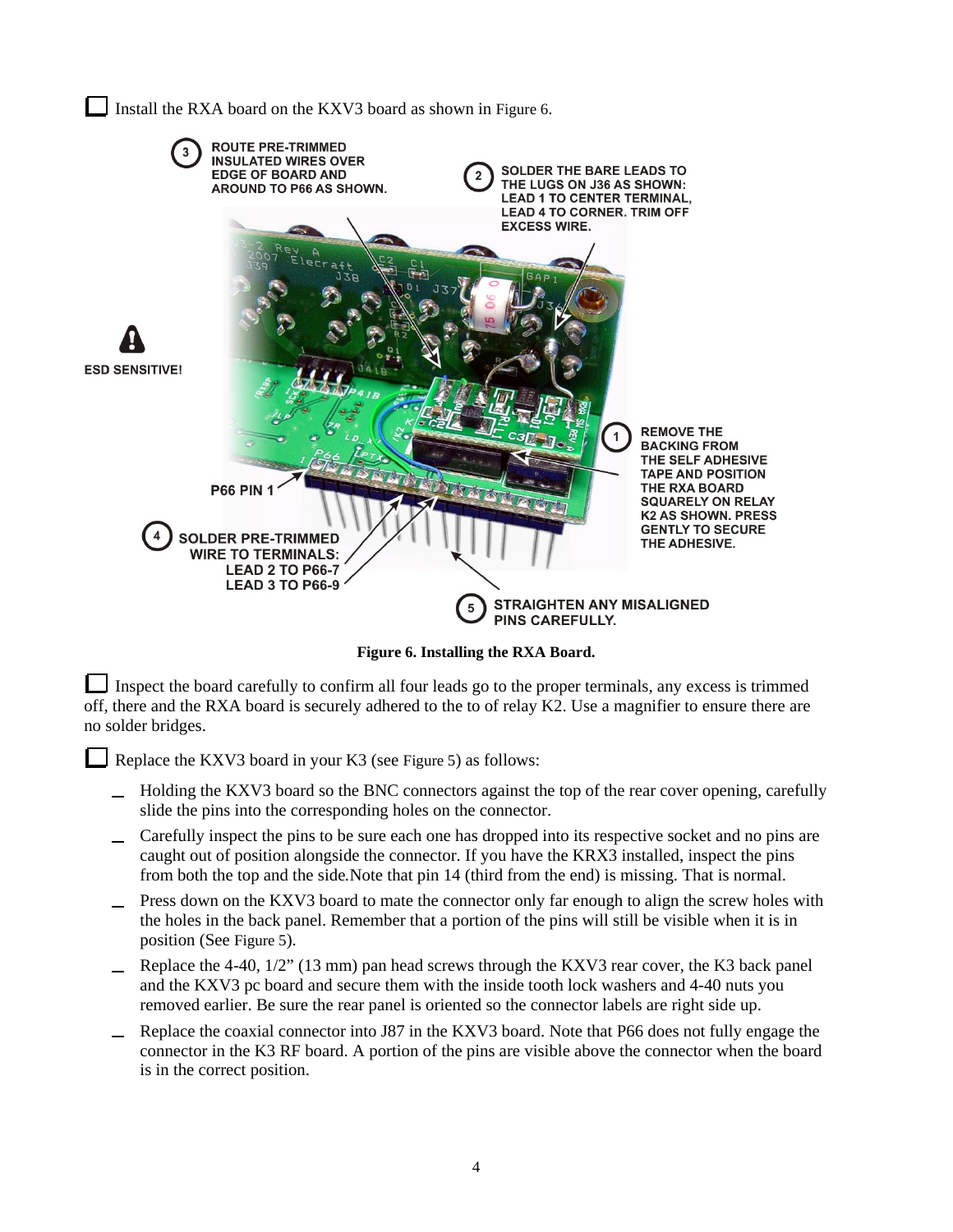☐ Install the RXA board on the KXV3 board as shown in Figure 6.

③ ROUTE PRE-TRIMMED INSULATED WIRES OVER EDGE OF BOARD AND AROUND TO P66 AS SHOWN.

② SOLDER THE BARE LEADS TO THE LUGS ON J36 AS SHOWN: LEAD 1 TO CENTER TERMINAL, LEAD 4 TO CORNER. TRIM OFF EXCESS WIRE.

ESD SENSITIVE!

① REMOVE THE BACKING FROM THE SELF ADHESIVE TAPE AND POSITION THE RXA BOARD SQUARELY ON RELAY K2 AS SHOWN. PRESS GENTLY TO SECURE THE ADHESIVE.

P66 PIN 1

④ SOLDER PRE-TRIMMED WIRE TO TERMINALS: LEAD 2 TO P66-7 LEAD 3 TO P66-9

⑤ STRAIGHTEN ANY MISALIGNED PINS CAREFULLY.

**Figure 6. Installing the RXA Board.**

☐ Inspect the board carefully to confirm all four leads go to the proper terminals, any excess is trimmed off, there and the RXA board is securely adhered to the to of relay K2. Use a magnifier to ensure there are no solder bridges.

☐ Replace the KXV3 board in your K3 (see Figure 5) as follows:

- _ Holding the KXV3 board so the BNC connectors against the top of the rear cover opening, carefully slide the pins into the corresponding holes on the connector.
- _ Carefully inspect the pins to be sure each one has dropped into its respective socket and no pins are caught out of position alongside the connector. If you have the KRX3 installed, inspect the pins from both the top and the side.Note that pin 14 (third from the end) is missing. That is normal.
- _ Press down on the KXV3 board to mate the connector only far enough to align the screw holes with the holes in the back panel. Remember that a portion of the pins will still be visible when it is in position (See Figure 5).
- _ Replace the 4-40, 1/2" (13 mm) pan head screws through the KXV3 rear cover, the K3 back panel and the KXV3 pc board and secure them with the inside tooth lock washers and 4-40 nuts you removed earlier. Be sure the rear panel is oriented so the connector labels are right side up.
- _ Replace the coaxial connector into J87 in the KXV3 board. Note that P66 does not fully engage the connector in the K3 RF board. A portion of the pins are visible above the connector when the board is in the correct position.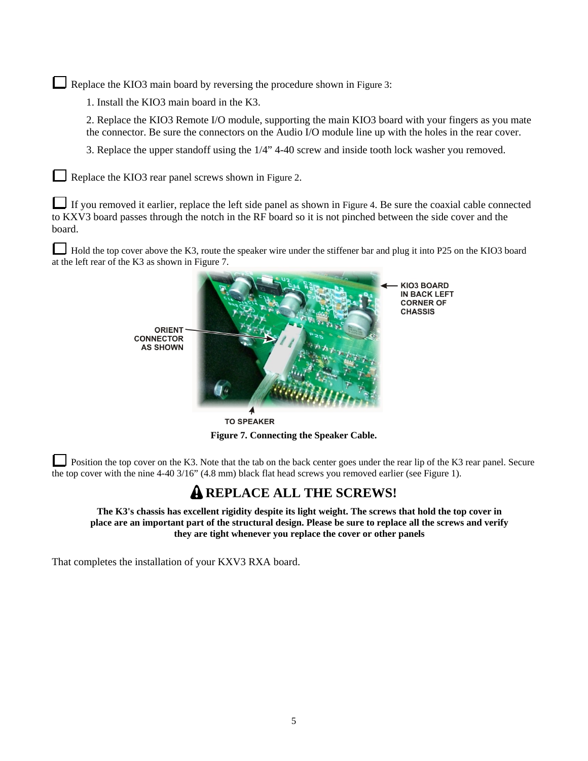☐ Replace the KIO3 main board by reversing the procedure shown in Figure 3:

1. Install the KIO3 main board in the K3.

2. Replace the KIO3 Remote I/O module, supporting the main KIO3 board with your fingers as you mate the connector. Be sure the connectors on the Audio I/O module line up with the holes in the rear cover.

3. Replace the upper standoff using the 1/4" 4-40 screw and inside tooth lock washer you removed.

☐ Replace the KIO3 rear panel screws shown in Figure 2.

☐ If you removed it earlier, replace the left side panel as shown in Figure 4. Be sure the coaxial cable connected to KXV3 board passes through the notch in the RF board so it is not pinched between the side cover and the board.

☐ Hold the top cover above the K3, route the speaker wire under the stiffener bar and plug it into P25 on the KIO3 board at the left rear of the K3 as shown in Figure 7.

KIO3 BOARD IN BACK LEFT CORNER OF CHASSIS

ORIENT CONNECTOR AS SHOWN

TO SPEAKER

**Figure 7. Connecting the Speaker Cable.**

☐ Position the top cover on the K3. Note that the tab on the back center goes under the rear lip of the K3 rear panel. Secure the top cover with the nine 4-40 3/16" (4.8 mm) black flat head screws you removed earlier (see Figure 1).

## REPLACE ALL THE SCREWS!

**The K3's chassis has excellent rigidity despite its light weight. The screws that hold the top cover in place are an important part of the structural design. Please be sure to replace all the screws and verify they are tight whenever you replace the cover or other panels**

That completes the installation of your KXV3 RXA board.